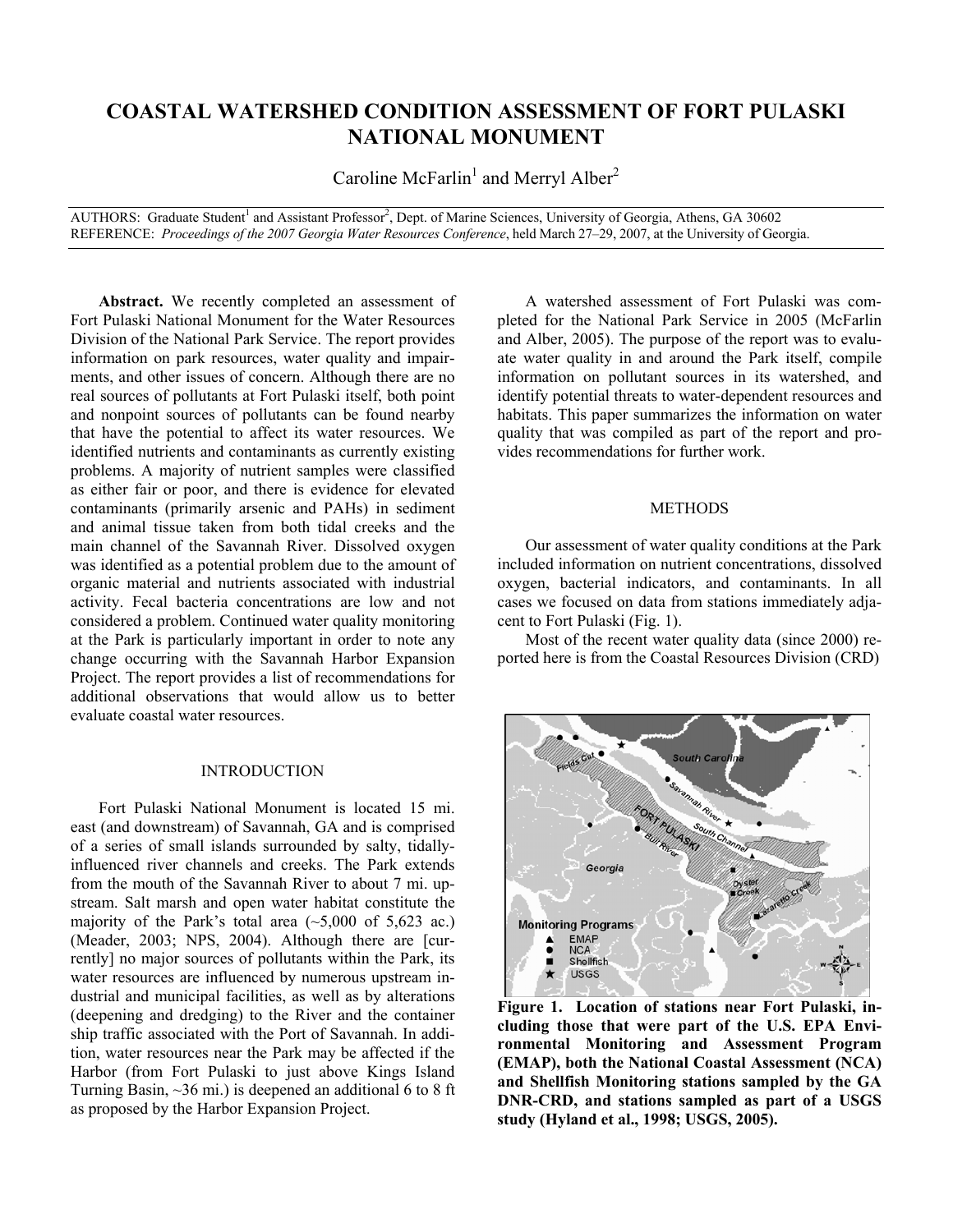# COASTAL WATERSHED CONDITION ASSESSMENT OF FORT PULASKI NATIONAL MONUMENT

Caroline McFarlin[1] and Merryl Alber[2]

AUTHORS: Graduate Student[1] and Assistant Professor[2], Dept. of Marine Sciences, University of Georgia, Athens, GA 30602
REFERENCE: *Proceedings of the 2007 Georgia Water Resources Conference*, held March 27–29, 2007, at the University of Georgia.

**Abstract.** We recently completed an assessment of Fort Pulaski National Monument for the Water Resources Division of the National Park Service. The report provides information on park resources, water quality and impairments, and other issues of concern. Although there are no real sources of pollutants at Fort Pulaski itself, both point and nonpoint sources of pollutants can be found nearby that have the potential to affect its water resources. We identified nutrients and contaminants as currently existing problems. A majority of nutrient samples were classified as either fair or poor, and there is evidence for elevated contaminants (primarily arsenic and PAHs) in sediment and animal tissue taken from both tidal creeks and the main channel of the Savannah River. Dissolved oxygen was identified as a potential problem due to the amount of organic material and nutrients associated with industrial activity. Fecal bacteria concentrations are low and not considered a problem. Continued water quality monitoring at the Park is particularly important in order to note any change occurring with the Savannah Harbor Expansion Project. The report provides a list of recommendations for additional observations that would allow us to better evaluate coastal water resources.

## INTRODUCTION

Fort Pulaski National Monument is located 15 mi. east (and downstream) of Savannah, GA and is comprised of a series of small islands surrounded by salty, tidally-influenced river channels and creeks. The Park extends from the mouth of the Savannah River to about 7 mi. upstream. Salt marsh and open water habitat constitute the majority of the Park's total area (~5,000 of 5,623 ac.) (Meader, 2003; NPS, 2004). Although there are [currently] no major sources of pollutants within the Park, its water resources are influenced by numerous upstream industrial and municipal facilities, as well as by alterations (deepening and dredging) to the River and the container ship traffic associated with the Port of Savannah. In addition, water resources near the Park may be affected if the Harbor (from Fort Pulaski to just above Kings Island Turning Basin, ~36 mi.) is deepened an additional 6 to 8 ft as proposed by the Harbor Expansion Project.

A watershed assessment of Fort Pulaski was completed for the National Park Service in 2005 (McFarlin and Alber, 2005). The purpose of the report was to evaluate water quality in and around the Park itself, compile information on pollutant sources in its watershed, and identify potential threats to water-dependent resources and habitats. This paper summarizes the information on water quality that was compiled as part of the report and provides recommendations for further work.

## METHODS

Our assessment of water quality conditions at the Park included information on nutrient concentrations, dissolved oxygen, bacterial indicators, and contaminants. In all cases we focused on data from stations immediately adjacent to Fort Pulaski (Fig. 1).

Most of the recent water quality data (since 2000) reported here is from the Coastal Resources Division (CRD)

**Figure 1. Location of stations near Fort Pulaski, including those that were part of the U.S. EPA Environmental Monitoring and Assessment Program (EMAP), both the National Coastal Assessment (NCA) and Shellfish Monitoring stations sampled by the GA DNR-CRD, and stations sampled as part of a USGS study (Hyland et al., 1998; USGS, 2005).**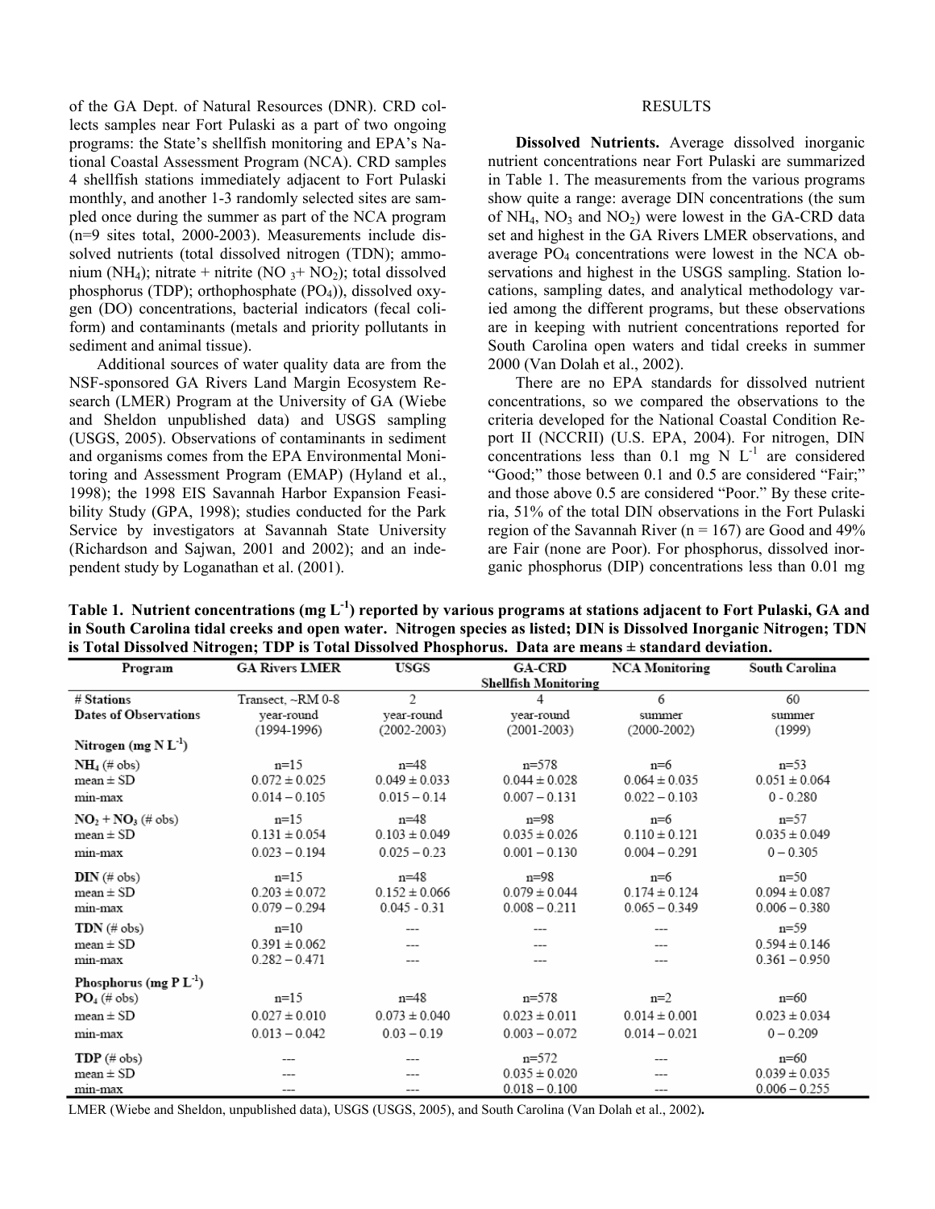of the GA Dept. of Natural Resources (DNR). CRD collects samples near Fort Pulaski as a part of two ongoing programs: the State's shellfish monitoring and EPA's National Coastal Assessment Program (NCA). CRD samples 4 shellfish stations immediately adjacent to Fort Pulaski monthly, and another 1-3 randomly selected sites are sampled once during the summer as part of the NCA program (n=9 sites total, 2000-2003). Measurements include dissolved nutrients (total dissolved nitrogen (TDN); ammonium ($NH_4$); nitrate + nitrite ($NO_3$+ $NO_2$); total dissolved phosphorus (TDP); orthophosphate ($PO_4$)), dissolved oxygen (DO) concentrations, bacterial indicators (fecal coliform) and contaminants (metals and priority pollutants in sediment and animal tissue).

Additional sources of water quality data are from the NSF-sponsored GA Rivers Land Margin Ecosystem Research (LMER) Program at the University of GA (Wiebe and Sheldon unpublished data) and USGS sampling (USGS, 2005). Observations of contaminants in sediment and organisms comes from the EPA Environmental Monitoring and Assessment Program (EMAP) (Hyland et al., 1998); the 1998 EIS Savannah Harbor Expansion Feasibility Study (GPA, 1998); studies conducted for the Park Service by investigators at Savannah State University (Richardson and Sajwan, 2001 and 2002); and an independent study by Loganathan et al. (2001).

## RESULTS

**Dissolved Nutrients.** Average dissolved inorganic nutrient concentrations near Fort Pulaski are summarized in Table 1. The measurements from the various programs show quite a range: average DIN concentrations (the sum of $NH_4$, $NO_3$ and $NO_2$) were lowest in the GA-CRD data set and highest in the GA Rivers LMER observations, and average $PO_4$ concentrations were lowest in the NCA observations and highest in the USGS sampling. Station locations, sampling dates, and analytical methodology varied among the different programs, but these observations are in keeping with nutrient concentrations reported for South Carolina open waters and tidal creeks in summer 2000 (Van Dolah et al., 2002).

There are no EPA standards for dissolved nutrient concentrations, so we compared the observations to the criteria developed for the National Coastal Condition Report II (NCCRII) (U.S. EPA, 2004). For nitrogen, DIN concentrations less than 0.1 mg N $L^{-1}$ are considered "Good;" those between 0.1 and 0.5 are considered "Fair;" and those above 0.5 are considered "Poor." By these criteria, 51% of the total DIN observations in the Fort Pulaski region of the Savannah River (n = 167) are Good and 49% are Fair (none are Poor). For phosphorus, dissolved inorganic phosphorus (DIP) concentrations less than 0.01 mg

**Table 1. Nutrient concentrations (mg $L^{-1}$) reported by various programs at stations adjacent to Fort Pulaski, GA and in South Carolina tidal creeks and open water. Nitrogen species as listed; DIN is Dissolved Inorganic Nitrogen; TDN is Total Dissolved Nitrogen; TDP is Total Dissolved Phosphorus. Data are means ± standard deviation.**

| Program | GA Rivers LMER | USGS | GA-CRD Shellfish Monitoring | NCA Monitoring | South Carolina |
|---|---|---|---|---|---|
| **# Stations** | Transect, ~RM 0-8 | 2 | 4 | 6 | 60 |
| **Dates of Observations** | year-round (1994-1996) | year-round (2002-2003) | year-round (2001-2003) | summer (2000-2002) | summer (1999) |
| **Nitrogen (mg N $L^{-1}$)** | | | | | |
| **$NH_4$** (# obs) | n=15 | n=48 | n=578 | n=6 | n=53 |
| mean ± SD | 0.072 ± 0.025 | 0.049 ± 0.033 | 0.044 ± 0.028 | 0.064 ± 0.035 | 0.051 ± 0.064 |
| min-max | 0.014 – 0.105 | 0.015 – 0.14 | 0.007 – 0.131 | 0.022 – 0.103 | 0 - 0.280 |
| **$NO_2$ + $NO_3$** (# obs) | n=15 | n=48 | n=98 | n=6 | n=57 |
| mean ± SD | 0.131 ± 0.054 | 0.103 ± 0.049 | 0.035 ± 0.026 | 0.110 ± 0.121 | 0.035 ± 0.049 |
| min-max | 0.023 – 0.194 | 0.025 – 0.23 | 0.001 – 0.130 | 0.004 – 0.291 | 0 – 0.305 |
| **DIN** (# obs) | n=15 | n=48 | n=98 | n=6 | n=50 |
| mean ± SD | 0.203 ± 0.072 | 0.152 ± 0.066 | 0.079 ± 0.044 | 0.174 ± 0.124 | 0.094 ± 0.087 |
| min-max | 0.079 – 0.294 | 0.045 - 0.31 | 0.008 – 0.211 | 0.065 – 0.349 | 0.006 – 0.380 |
| **TDN** (# obs) | n=10 | --- | --- | --- | n=59 |
| mean ± SD | 0.391 ± 0.062 | --- | --- | --- | 0.594 ± 0.146 |
| min-max | 0.282 – 0.471 | --- | --- | --- | 0.361 – 0.950 |
| **Phosphorus (mg P $L^{-1}$)** | | | | | |
| **$PO_4$** (# obs) | n=15 | n=48 | n=578 | n=2 | n=60 |
| mean ± SD | 0.027 ± 0.010 | 0.073 ± 0.040 | 0.023 ± 0.011 | 0.014 ± 0.001 | 0.023 ± 0.034 |
| min-max | 0.013 – 0.042 | 0.03 – 0.19 | 0.003 – 0.072 | 0.014 – 0.021 | 0 – 0.209 |
| **TDP** (# obs) | --- | --- | n=572 | --- | n=60 |
| mean ± SD | --- | --- | 0.035 ± 0.020 | --- | 0.039 ± 0.035 |
| min-max | --- | --- | 0.018 – 0.100 | --- | 0.006 – 0.255 |

LMER (Wiebe and Sheldon, unpublished data), USGS (USGS, 2005), and South Carolina (Van Dolah et al., 2002).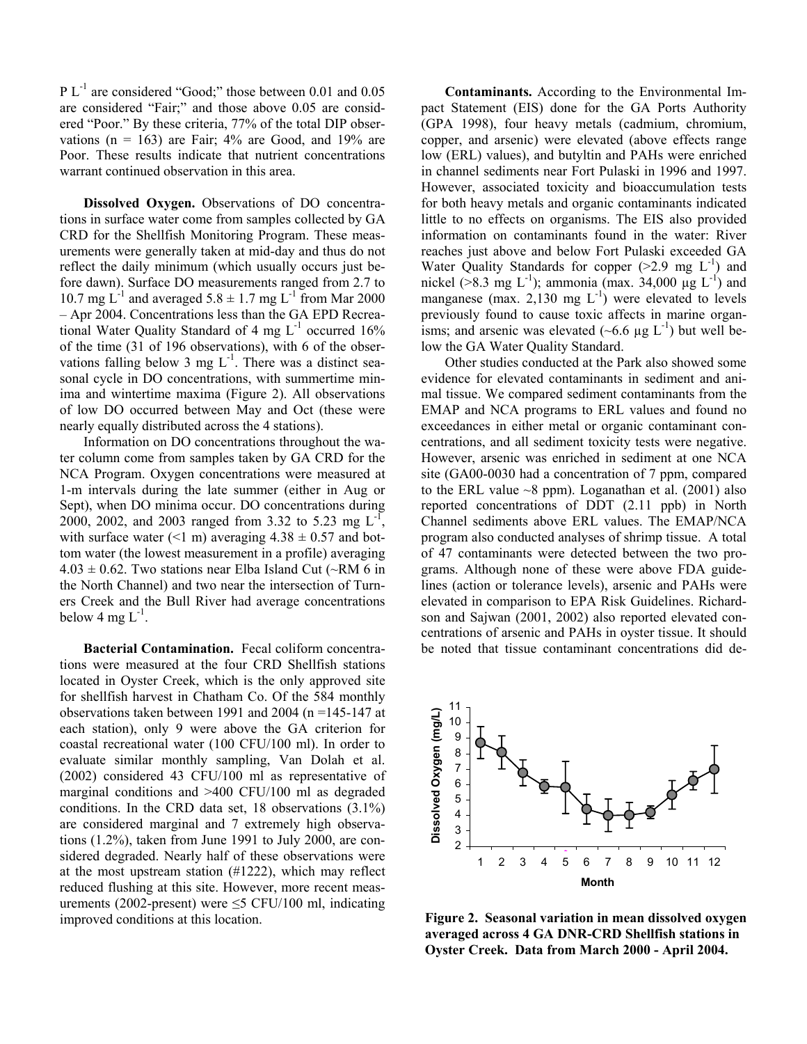P $L^{-1}$ are considered "Good;" those between 0.01 and 0.05 are considered "Fair;" and those above 0.05 are considered "Poor." By these criteria, 77% of the total DIP observations (n = 163) are Fair; 4% are Good, and 19% are Poor. These results indicate that nutrient concentrations warrant continued observation in this area.

**Dissolved Oxygen.** Observations of DO concentrations in surface water come from samples collected by GA CRD for the Shellfish Monitoring Program. These measurements were generally taken at mid-day and thus do not reflect the daily minimum (which usually occurs just before dawn). Surface DO measurements ranged from 2.7 to 10.7 mg $L^{-1}$ and averaged $5.8 \pm 1.7$ mg $L^{-1}$ from Mar 2000 – Apr 2004. Concentrations less than the GA EPD Recreational Water Quality Standard of 4 mg $L^{-1}$ occurred 16% of the time (31 of 196 observations), with 6 of the observations falling below 3 mg $L^{-1}$. There was a distinct seasonal cycle in DO concentrations, with summertime minima and wintertime maxima (Figure 2). All observations of low DO occurred between May and Oct (these were nearly equally distributed across the 4 stations).

Information on DO concentrations throughout the water column come from samples taken by GA CRD for the NCA Program. Oxygen concentrations were measured at 1-m intervals during the late summer (either in Aug or Sept), when DO minima occur. DO concentrations during 2000, 2002, and 2003 ranged from 3.32 to 5.23 mg $L^{-1}$, with surface water (<1 m) averaging $4.38 \pm 0.57$ and bottom water (the lowest measurement in a profile) averaging $4.03 \pm 0.62$. Two stations near Elba Island Cut (~RM 6 in the North Channel) and two near the intersection of Turners Creek and the Bull River had average concentrations below 4 mg $L^{-1}$.

**Bacterial Contamination.** Fecal coliform concentrations were measured at the four CRD Shellfish stations located in Oyster Creek, which is the only approved site for shellfish harvest in Chatham Co. Of the 584 monthly observations taken between 1991 and 2004 (n =145-147 at each station), only 9 were above the GA criterion for coastal recreational water (100 CFU/100 ml). In order to evaluate similar monthly sampling, Van Dolah et al. (2002) considered 43 CFU/100 ml as representative of marginal conditions and >400 CFU/100 ml as degraded conditions. In the CRD data set, 18 observations (3.1%) are considered marginal and 7 extremely high observations (1.2%), taken from June 1991 to July 2000, are considered degraded. Nearly half of these observations were at the most upstream station (#1222), which may reflect reduced flushing at this site. However, more recent measurements (2002-present) were ≤5 CFU/100 ml, indicating improved conditions at this location.

**Contaminants.** According to the Environmental Impact Statement (EIS) done for the GA Ports Authority (GPA 1998), four heavy metals (cadmium, chromium, copper, and arsenic) were elevated (above effects range low (ERL) values), and butyltin and PAHs were enriched in channel sediments near Fort Pulaski in 1996 and 1997. However, associated toxicity and bioaccumulation tests for both heavy metals and organic contaminants indicated little to no effects on organisms. The EIS also provided information on contaminants found in the water: River reaches just above and below Fort Pulaski exceeded GA Water Quality Standards for copper (>2.9 mg $L^{-1}$) and nickel (>8.3 mg $L^{-1}$); ammonia (max. 34,000 µg $L^{-1}$) and manganese (max. 2,130 mg $L^{-1}$) were elevated to levels previously found to cause toxic affects in marine organisms; and arsenic was elevated (~6.6 µg $L^{-1}$) but well below the GA Water Quality Standard.

Other studies conducted at the Park also showed some evidence for elevated contaminants in sediment and animal tissue. We compared sediment contaminants from the EMAP and NCA programs to ERL values and found no exceedances in either metal or organic contaminant concentrations, and all sediment toxicity tests were negative. However, arsenic was enriched in sediment at one NCA site (GA00-0030 had a concentration of 7 ppm, compared to the ERL value ~8 ppm). Loganathan et al. (2001) also reported concentrations of DDT (2.11 ppb) in North Channel sediments above ERL values. The EMAP/NCA program also conducted analyses of shrimp tissue. A total of 47 contaminants were detected between the two programs. Although none of these were above FDA guidelines (action or tolerance levels), arsenic and PAHs were elevated in comparison to EPA Risk Guidelines. Richardson and Sajwan (2001, 2002) also reported elevated concentrations of arsenic and PAHs in oyster tissue. It should be noted that tissue contaminant concentrations did de-

**Figure 2. Seasonal variation in mean dissolved oxygen averaged across 4 GA DNR-CRD Shellfish stations in Oyster Creek. Data from March 2000 - April 2004.**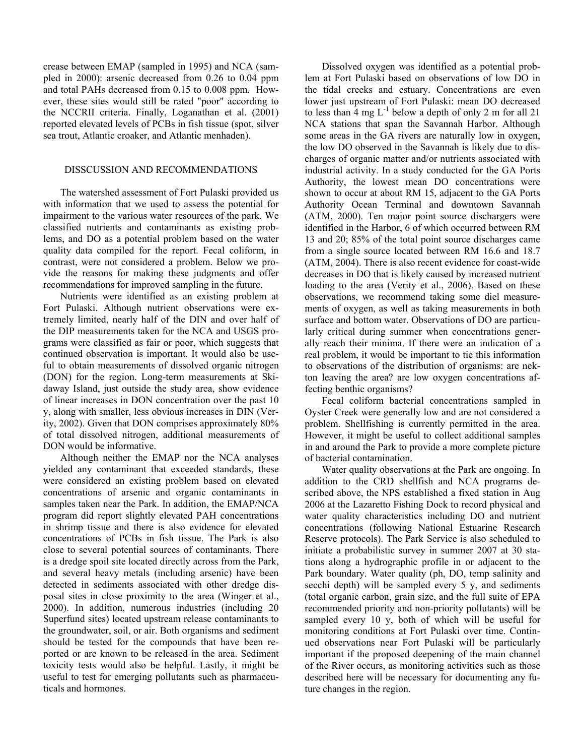crease between EMAP (sampled in 1995) and NCA (sampled in 2000): arsenic decreased from 0.26 to 0.04 ppm and total PAHs decreased from 0.15 to 0.008 ppm. However, these sites would still be rated "poor" according to the NCCRII criteria. Finally, Loganathan et al. (2001) reported elevated levels of PCBs in fish tissue (spot, silver sea trout, Atlantic croaker, and Atlantic menhaden).

## DISSCUSSION AND RECOMMENDATIONS

The watershed assessment of Fort Pulaski provided us with information that we used to assess the potential for impairment to the various water resources of the park. We classified nutrients and contaminants as existing problems, and DO as a potential problem based on the water quality data compiled for the report. Fecal coliform, in contrast, were not considered a problem. Below we provide the reasons for making these judgments and offer recommendations for improved sampling in the future.

Nutrients were identified as an existing problem at Fort Pulaski. Although nutrient observations were extremely limited, nearly half of the DIN and over half of the DIP measurements taken for the NCA and USGS programs were classified as fair or poor, which suggests that continued observation is important. It would also be useful to obtain measurements of dissolved organic nitrogen (DON) for the region. Long-term measurements at Skidaway Island, just outside the study area, show evidence of linear increases in DON concentration over the past 10 y, along with smaller, less obvious increases in DIN (Verity, 2002). Given that DON comprises approximately 80% of total dissolved nitrogen, additional measurements of DON would be informative.

Although neither the EMAP nor the NCA analyses yielded any contaminant that exceeded standards, these were considered an existing problem based on elevated concentrations of arsenic and organic contaminants in samples taken near the Park. In addition, the EMAP/NCA program did report slightly elevated PAH concentrations in shrimp tissue and there is also evidence for elevated concentrations of PCBs in fish tissue. The Park is also close to several potential sources of contaminants. There is a dredge spoil site located directly across from the Park, and several heavy metals (including arsenic) have been detected in sediments associated with other dredge disposal sites in close proximity to the area (Winger et al., 2000). In addition, numerous industries (including 20 Superfund sites) located upstream release contaminants to the groundwater, soil, or air. Both organisms and sediment should be tested for the compounds that have been reported or are known to be released in the area. Sediment toxicity tests would also be helpful. Lastly, it might be useful to test for emerging pollutants such as pharmaceuticals and hormones.

Dissolved oxygen was identified as a potential problem at Fort Pulaski based on observations of low DO in the tidal creeks and estuary. Concentrations are even lower just upstream of Fort Pulaski: mean DO decreased to less than 4 mg $L^{-1}$ below a depth of only 2 m for all 21 NCA stations that span the Savannah Harbor. Although some areas in the GA rivers are naturally low in oxygen, the low DO observed in the Savannah is likely due to discharges of organic matter and/or nutrients associated with industrial activity. In a study conducted for the GA Ports Authority, the lowest mean DO concentrations were shown to occur at about RM 15, adjacent to the GA Ports Authority Ocean Terminal and downtown Savannah (ATM, 2000). Ten major point source dischargers were identified in the Harbor, 6 of which occurred between RM 13 and 20; 85% of the total point source discharges came from a single source located between RM 16.6 and 18.7 (ATM, 2004). There is also recent evidence for coast-wide decreases in DO that is likely caused by increased nutrient loading to the area (Verity et al., 2006). Based on these observations, we recommend taking some diel measurements of oxygen, as well as taking measurements in both surface and bottom water. Observations of DO are particularly critical during summer when concentrations generally reach their minima. If there were an indication of a real problem, it would be important to tie this information to observations of the distribution of organisms: are nekton leaving the area? are low oxygen concentrations affecting benthic organisms?

Fecal coliform bacterial concentrations sampled in Oyster Creek were generally low and are not considered a problem. Shellfishing is currently permitted in the area. However, it might be useful to collect additional samples in and around the Park to provide a more complete picture of bacterial contamination.

Water quality observations at the Park are ongoing. In addition to the CRD shellfish and NCA programs described above, the NPS established a fixed station in Aug 2006 at the Lazaretto Fishing Dock to record physical and water quality characteristics including DO and nutrient concentrations (following National Estuarine Research Reserve protocols). The Park Service is also scheduled to initiate a probabilistic survey in summer 2007 at 30 stations along a hydrographic profile in or adjacent to the Park boundary. Water quality (ph, DO, temp salinity and secchi depth) will be sampled every 5 y, and sediments (total organic carbon, grain size, and the full suite of EPA recommended priority and non-priority pollutants) will be sampled every 10 y, both of which will be useful for monitoring conditions at Fort Pulaski over time. Continued observations near Fort Pulaski will be particularly important if the proposed deepening of the main channel of the River occurs, as monitoring activities such as those described here will be necessary for documenting any future changes in the region.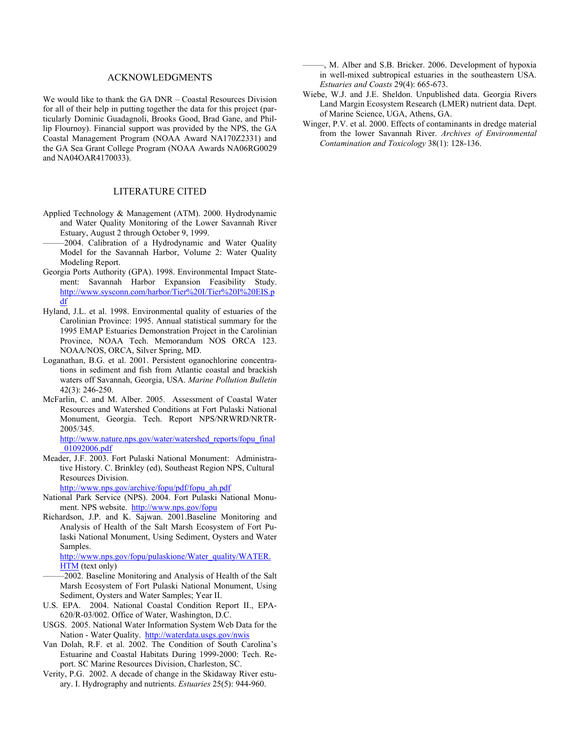## ACKNOWLEDGMENTS

We would like to thank the GA DNR – Coastal Resources Division for all of their help in putting together the data for this project (particularly Dominic Guadagnoli, Brooks Good, Brad Gane, and Phillip Flournoy). Financial support was provided by the NPS, the GA Coastal Management Program (NOAA Award NA170Z2331) and the GA Sea Grant College Program (NOAA Awards NA06RG0029 and NA04OAR4170033).

## LITERATURE CITED

Applied Technology & Management (ATM). 2000. Hydrodynamic and Water Quality Monitoring of the Lower Savannah River Estuary, August 2 through October 9, 1999.

———2004. Calibration of a Hydrodynamic and Water Quality Model for the Savannah Harbor, Volume 2: Water Quality Modeling Report.

Georgia Ports Authority (GPA). 1998. Environmental Impact Statement: Savannah Harbor Expansion Feasibility Study. http://www.sysconn.com/harbor/Tier%20I/Tier%20I%20EIS.pdf

Hyland, J.L. et al. 1998. Environmental quality of estuaries of the Carolinian Province: 1995. Annual statistical summary for the 1995 EMAP Estuaries Demonstration Project in the Carolinian Province, NOAA Tech. Memorandum NOS ORCA 123. NOAA/NOS, ORCA, Silver Spring, MD.

Loganathan, B.G. et al. 2001. Persistent oganochlorine concentrations in sediment and fish from Atlantic coastal and brackish waters off Savannah, Georgia, USA. *Marine Pollution Bulletin* 42(3): 246-250.

McFarlin, C. and M. Alber. 2005. Assessment of Coastal Water Resources and Watershed Conditions at Fort Pulaski National Monument, Georgia. Tech. Report NPS/NRWRD/NRTR-2005/345. http://www.nature.nps.gov/water/watershed_reports/fopu_final_01092006.pdf

Meader, J.F. 2003. Fort Pulaski National Monument: Administrative History. C. Brinkley (ed), Southeast Region NPS, Cultural Resources Division. http://www.nps.gov/archive/fopu/pdf/fopu_ah.pdf

National Park Service (NPS). 2004. Fort Pulaski National Monument. NPS website. http://www.nps.gov/fopu

Richardson, J.P. and K. Sajwan. 2001.Baseline Monitoring and Analysis of Health of the Salt Marsh Ecosystem of Fort Pulaski National Monument, Using Sediment, Oysters and Water Samples. http://www.nps.gov/fopu/pulaskione/Water_quality/WATER.HTM (text only)

———2002. Baseline Monitoring and Analysis of Health of the Salt Marsh Ecosystem of Fort Pulaski National Monument, Using Sediment, Oysters and Water Samples; Year II.

U.S. EPA. 2004. National Coastal Condition Report II., EPA-620/R-03/002. Office of Water, Washington, D.C.

USGS. 2005. National Water Information System Web Data for the Nation - Water Quality. http://waterdata.usgs.gov/nwis

Van Dolah, R.F. et al. 2002. The Condition of South Carolina's Estuarine and Coastal Habitats During 1999-2000: Tech. Report. SC Marine Resources Division, Charleston, SC.

Verity, P.G. 2002. A decade of change in the Skidaway River estuary. I. Hydrography and nutrients. *Estuaries* 25(5): 944-960.

———, M. Alber and S.B. Bricker. 2006. Development of hypoxia in well-mixed subtropical estuaries in the southeastern USA. *Estuaries and Coasts* 29(4): 665-673.

Wiebe, W.J. and J.E. Sheldon. Unpublished data. Georgia Rivers Land Margin Ecosystem Research (LMER) nutrient data. Dept. of Marine Science, UGA, Athens, GA.

Winger, P.V. et al. 2000. Effects of contaminants in dredge material from the lower Savannah River. *Archives of Environmental Contamination and Toxicology* 38(1): 128-136.